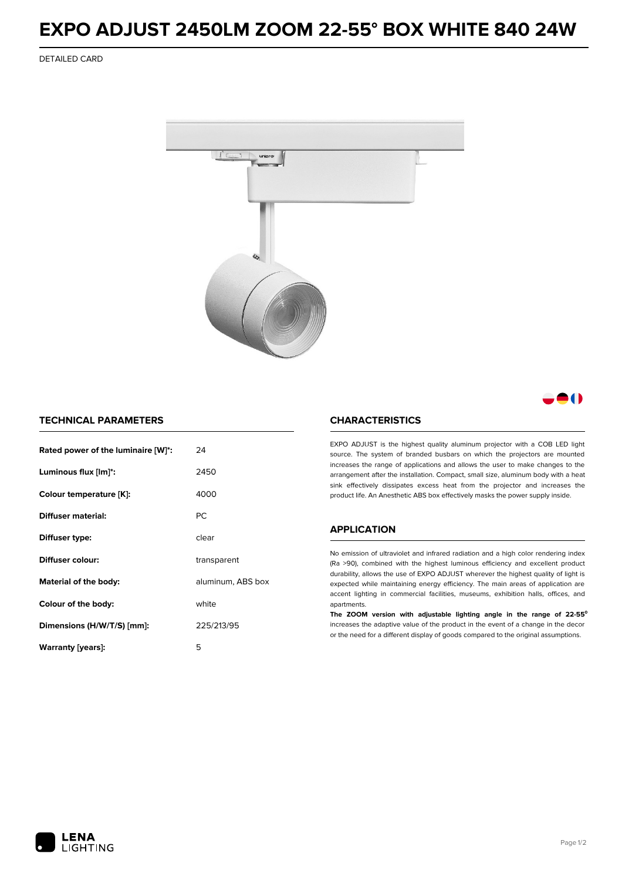# EXPO ADJUST 2450LM ZOOM 22-55° BOX WHITE 840 24W

DETAILED CARD

## TECHNICAL PARAMETERS

| | |
|---|---|
| **Rated power of the luminaire [W]*:** | 24 |
| **Luminous flux [lm]*:** | 2450 |
| **Colour temperature [K]:** | 4000 |
| **Diffuser material:** | PC |
| **Diffuser type:** | clear |
| **Diffuser colour:** | transparent |
| **Material of the body:** | aluminum, ABS box |
| **Colour of the body:** | white |
| **Dimensions (H/W/T/S) [mm]:** | 225/213/95 |
| **Warranty [years]:** | 5 |

## CHARACTERISTICS

EXPO ADJUST is the highest quality aluminum projector with a COB LED light source. The system of branded busbars on which the projectors are mounted increases the range of applications and allows the user to make changes to the arrangement after the installation. Compact, small size, aluminum body with a heat sink effectively dissipates excess heat from the projector and increases the product life. An Anesthetic ABS box effectively masks the power supply inside.

## APPLICATION

No emission of ultraviolet and infrared radiation and a high color rendering index (Ra >90), combined with the highest luminous efficiency and excellent product durability, allows the use of EXPO ADJUST wherever the highest quality of light is expected while maintaining energy efficiency. The main areas of application are accent lighting in commercial facilities, museums, exhibition halls, offices, and apartments.

**The ZOOM version with adjustable lighting angle in the range of 22-55°** increases the adaptive value of the product in the event of a change in the decor or the need for a different display of goods compared to the original assumptions.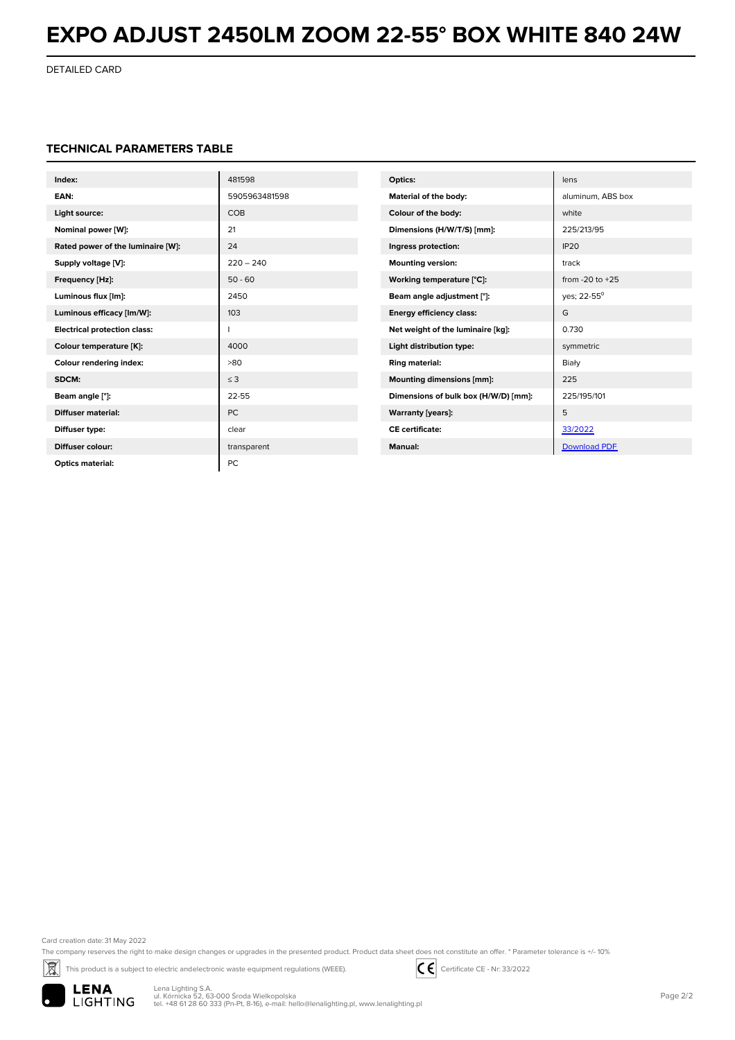# EXPO ADJUST 2450LM ZOOM 22-55° BOX WHITE 840 24W

DETAILED CARD

## TECHNICAL PARAMETERS TABLE

| | |
|---|---|
| **Index:** | 481598 |
| **EAN:** | 5905963481598 |
| **Light source:** | COB |
| **Nominal power [W]:** | 21 |
| **Rated power of the luminaire [W]:** | 24 |
| **Supply voltage [V]:** | 220 – 240 |
| **Frequency [Hz]:** | 50 - 60 |
| **Luminous flux [lm]:** | 2450 |
| **Luminous efficacy [lm/W]:** | 103 |
| **Electrical protection class:** | I |
| **Colour temperature [K]:** | 4000 |
| **Colour rendering index:** | >80 |
| **SDCM:** | ≤ 3 |
| **Beam angle [°]:** | 22-55 |
| **Diffuser material:** | PC |
| **Diffuser type:** | clear |
| **Diffuser colour:** | transparent |
| **Optics material:** | PC |

| | |
|---|---|
| **Optics:** | lens |
| **Material of the body:** | aluminum, ABS box |
| **Colour of the body:** | white |
| **Dimensions (H/W/T/S) [mm]:** | 225/213/95 |
| **Ingress protection:** | IP20 |
| **Mounting version:** | track |
| **Working temperature [°C]:** | from -20 to +25 |
| **Beam angle adjustment [°]:** | yes; 22-55° |
| **Energy efficiency class:** | G |
| **Net weight of the luminaire [kg]:** | 0.730 |
| **Light distribution type:** | symmetric |
| **Ring material:** | Biały |
| **Mounting dimensions [mm]:** | 225 |
| **Dimensions of bulk box (H/W/D) [mm]:** | 225/195/101 |
| **Warranty [years]:** | 5 |
| **CE certificate:** | 33/2022 |
| **Manual:** | Download PDF |

Card creation date: 31 May 2022

The company reserves the right to make design changes or upgrades in the presented product. Product data sheet does not constitute an offer. * Parameter tolerance is +/- 10%

This product is a subject to electric andelectronic waste equipment regulations (WEEE).

Certificate CE - Nr: 33/2022

LENA LIGHTING

Lena Lighting S.A.
ul. Kórnicka 52, 63-000 Środa Wielkopolska
tel. +48 61 28 60 333 (Pn-Pt, 8-16), e-mail: hello@lenalighting.pl, www.lenalighting.pl